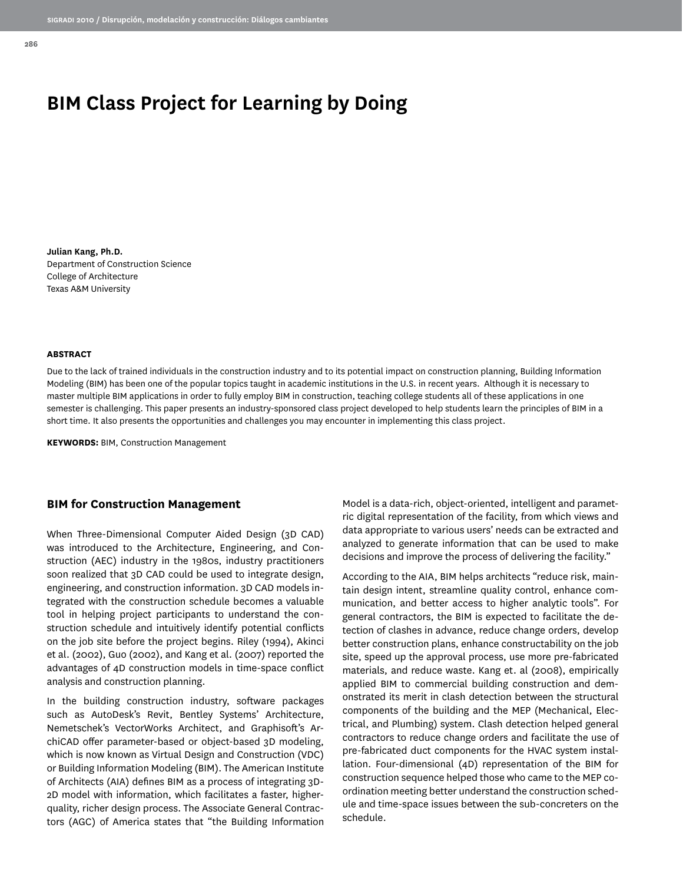# BIM Class Project for Learning by Doing

**Julian Kang, Ph.D.**
Department of Construction Science
College of Architecture
Texas A&M University

#### ABSTRACT

Due to the lack of trained individuals in the construction industry and to its potential impact on construction planning, Building Information Modeling (BIM) has been one of the popular topics taught in academic institutions in the U.S. in recent years. Although it is necessary to master multiple BIM applications in order to fully employ BIM in construction, teaching college students all of these applications in one semester is challenging. This paper presents an industry-sponsored class project developed to help students learn the principles of BIM in a short time. It also presents the opportunities and challenges you may encounter in implementing this class project.

**KEYWORDS:** BIM, Construction Management

## BIM for Construction Management

When Three-Dimensional Computer Aided Design (3D CAD) was introduced to the Architecture, Engineering, and Construction (AEC) industry in the 1980s, industry practitioners soon realized that 3D CAD could be used to integrate design, engineering, and construction information. 3D CAD models integrated with the construction schedule becomes a valuable tool in helping project participants to understand the construction schedule and intuitively identify potential conflicts on the job site before the project begins. Riley (1994), Akinci et al. (2002), Guo (2002), and Kang et al. (2007) reported the advantages of 4D construction models in time-space conflict analysis and construction planning.

In the building construction industry, software packages such as AutoDesk's Revit, Bentley Systems' Architecture, Nemetschek's VectorWorks Architect, and Graphisoft's ArchiCAD offer parameter-based or object-based 3D modeling, which is now known as Virtual Design and Construction (VDC) or Building Information Modeling (BIM). The American Institute of Architects (AIA) defines BIM as a process of integrating 3D-2D model with information, which facilitates a faster, higher-quality, richer design process. The Associate General Contractors (AGC) of America states that "the Building Information Model is a data-rich, object-oriented, intelligent and parametric digital representation of the facility, from which views and data appropriate to various users' needs can be extracted and analyzed to generate information that can be used to make decisions and improve the process of delivering the facility."

According to the AIA, BIM helps architects "reduce risk, maintain design intent, streamline quality control, enhance communication, and better access to higher analytic tools". For general contractors, the BIM is expected to facilitate the detection of clashes in advance, reduce change orders, develop better construction plans, enhance constructability on the job site, speed up the approval process, use more pre-fabricated materials, and reduce waste. Kang et. al (2008), empirically applied BIM to commercial building construction and demonstrated its merit in clash detection between the structural components of the building and the MEP (Mechanical, Electrical, and Plumbing) system. Clash detection helped general contractors to reduce change orders and facilitate the use of pre-fabricated duct components for the HVAC system installation. Four-dimensional (4D) representation of the BIM for construction sequence helped those who came to the MEP coordination meeting better understand the construction schedule and time-space issues between the sub-concreters on the schedule.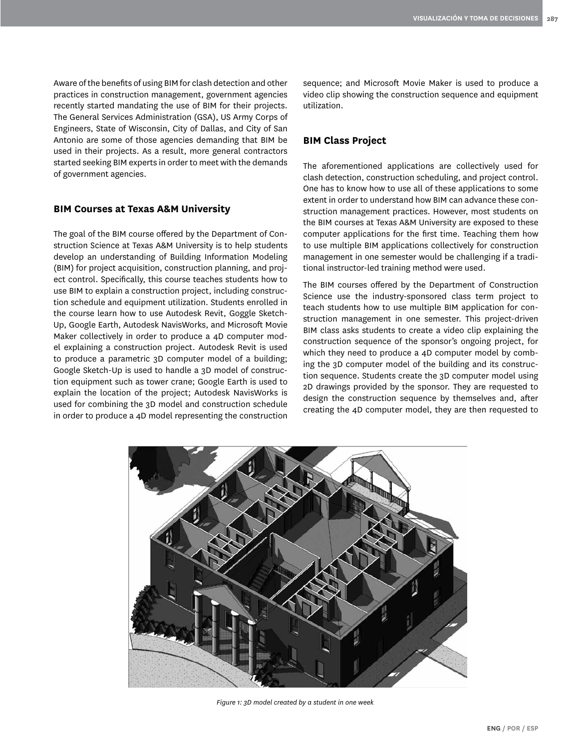Aware of the benefits of using BIM for clash detection and other practices in construction management, government agencies recently started mandating the use of BIM for their projects. The General Services Administration (GSA), US Army Corps of Engineers, State of Wisconsin, City of Dallas, and City of San Antonio are some of those agencies demanding that BIM be used in their projects. As a result, more general contractors started seeking BIM experts in order to meet with the demands of government agencies.

## BIM Courses at Texas A&M University

The goal of the BIM course offered by the Department of Construction Science at Texas A&M University is to help students develop an understanding of Building Information Modeling (BIM) for project acquisition, construction planning, and project control. Specifically, this course teaches students how to use BIM to explain a construction project, including construction schedule and equipment utilization. Students enrolled in the course learn how to use Autodesk Revit, Goggle Sketch-Up, Google Earth, Autodesk NavisWorks, and Microsoft Movie Maker collectively in order to produce a 4D computer model explaining a construction project. Autodesk Revit is used to produce a parametric 3D computer model of a building; Google Sketch-Up is used to handle a 3D model of construction equipment such as tower crane; Google Earth is used to explain the location of the project; Autodesk NavisWorks is used for combining the 3D model and construction schedule in order to produce a 4D model representing the construction sequence; and Microsoft Movie Maker is used to produce a video clip showing the construction sequence and equipment utilization.

## BIM Class Project

The aforementioned applications are collectively used for clash detection, construction scheduling, and project control. One has to know how to use all of these applications to some extent in order to understand how BIM can advance these construction management practices. However, most students on the BIM courses at Texas A&M University are exposed to these computer applications for the first time. Teaching them how to use multiple BIM applications collectively for construction management in one semester would be challenging if a traditional instructor-led training method were used.

The BIM courses offered by the Department of Construction Science use the industry-sponsored class term project to teach students how to use multiple BIM application for construction management in one semester. This project-driven BIM class asks students to create a video clip explaining the construction sequence of the sponsor's ongoing project, for which they need to produce a 4D computer model by combing the 3D computer model of the building and its construction sequence. Students create the 3D computer model using 2D drawings provided by the sponsor. They are requested to design the construction sequence by themselves and, after creating the 4D computer model, they are then requested to

*Figure 1: 3D model created by a student in one week*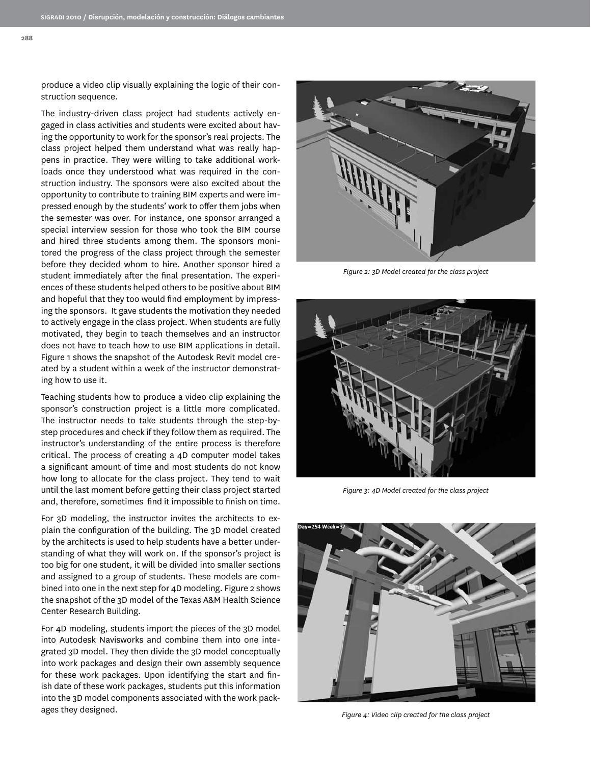produce a video clip visually explaining the logic of their construction sequence.

The industry-driven class project had students actively engaged in class activities and students were excited about having the opportunity to work for the sponsor's real projects. The class project helped them understand what was really happens in practice. They were willing to take additional workloads once they understood what was required in the construction industry. The sponsors were also excited about the opportunity to contribute to training BIM experts and were impressed enough by the students' work to offer them jobs when the semester was over. For instance, one sponsor arranged a special interview session for those who took the BIM course and hired three students among them. The sponsors monitored the progress of the class project through the semester before they decided whom to hire. Another sponsor hired a student immediately after the final presentation. The experiences of these students helped others to be positive about BIM and hopeful that they too would find employment by impressing the sponsors. It gave students the motivation they needed to actively engage in the class project. When students are fully motivated, they begin to teach themselves and an instructor does not have to teach how to use BIM applications in detail. Figure 1 shows the snapshot of the Autodesk Revit model created by a student within a week of the instructor demonstrating how to use it.

Teaching students how to produce a video clip explaining the sponsor's construction project is a little more complicated. The instructor needs to take students through the step-by-step procedures and check if they follow them as required. The instructor's understanding of the entire process is therefore critical. The process of creating a 4D computer model takes a significant amount of time and most students do not know how long to allocate for the class project. They tend to wait until the last moment before getting their class project started and, therefore, sometimes find it impossible to finish on time.

For 3D modeling, the instructor invites the architects to explain the configuration of the building. The 3D model created by the architects is used to help students have a better understanding of what they will work on. If the sponsor's project is too big for one student, it will be divided into smaller sections and assigned to a group of students. These models are combined into one in the next step for 4D modeling. Figure 2 shows the snapshot of the 3D model of the Texas A&M Health Science Center Research Building.

For 4D modeling, students import the pieces of the 3D model into Autodesk Navisworks and combine them into one integrated 3D model. They then divide the 3D model conceptually into work packages and design their own assembly sequence for these work packages. Upon identifying the start and finish date of these work packages, students put this information into the 3D model components associated with the work packages they designed.

*Figure 2: 3D Model created for the class project*

*Figure 3: 4D Model created for the class project*

*Figure 4: Video clip created for the class project*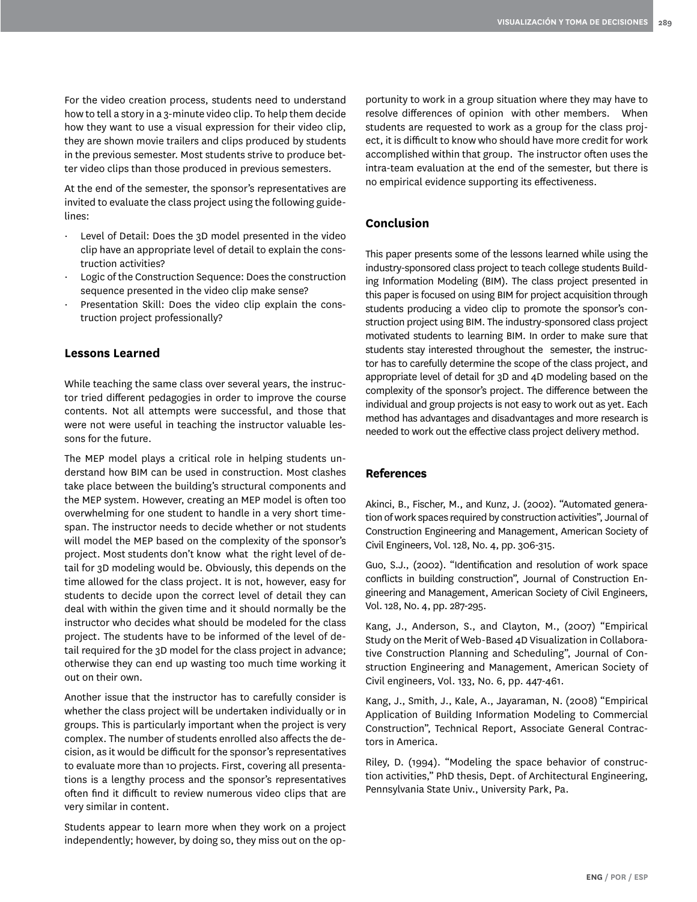For the video creation process, students need to understand how to tell a story in a 3-minute video clip. To help them decide how they want to use a visual expression for their video clip, they are shown movie trailers and clips produced by students in the previous semester. Most students strive to produce better video clips than those produced in previous semesters.

At the end of the semester, the sponsor's representatives are invited to evaluate the class project using the following guidelines:

- Level of Detail: Does the 3D model presented in the video clip have an appropriate level of detail to explain the construction activities?
- Logic of the Construction Sequence: Does the construction sequence presented in the video clip make sense?
- Presentation Skill: Does the video clip explain the construction project professionally?

## Lessons Learned

While teaching the same class over several years, the instructor tried different pedagogies in order to improve the course contents. Not all attempts were successful, and those that were not were useful in teaching the instructor valuable lessons for the future.

The MEP model plays a critical role in helping students understand how BIM can be used in construction. Most clashes take place between the building's structural components and the MEP system. However, creating an MEP model is often too overwhelming for one student to handle in a very short timespan. The instructor needs to decide whether or not students will model the MEP based on the complexity of the sponsor's project. Most students don't know what the right level of detail for 3D modeling would be. Obviously, this depends on the time allowed for the class project. It is not, however, easy for students to decide upon the correct level of detail they can deal with within the given time and it should normally be the instructor who decides what should be modeled for the class project. The students have to be informed of the level of detail required for the 3D model for the class project in advance; otherwise they can end up wasting too much time working it out on their own.

Another issue that the instructor has to carefully consider is whether the class project will be undertaken individually or in groups. This is particularly important when the project is very complex. The number of students enrolled also affects the decision, as it would be difficult for the sponsor's representatives to evaluate more than 10 projects. First, covering all presentations is a lengthy process and the sponsor's representatives often find it difficult to review numerous video clips that are very similar in content.

Students appear to learn more when they work on a project independently; however, by doing so, they miss out on the opportunity to work in a group situation where they may have to resolve differences of opinion with other members. When students are requested to work as a group for the class project, it is difficult to know who should have more credit for work accomplished within that group. The instructor often uses the intra-team evaluation at the end of the semester, but there is no empirical evidence supporting its effectiveness.

## Conclusion

This paper presents some of the lessons learned while using the industry-sponsored class project to teach college students Building Information Modeling (BIM). The class project presented in this paper is focused on using BIM for project acquisition through students producing a video clip to promote the sponsor's construction project using BIM. The industry-sponsored class project motivated students to learning BIM. In order to make sure that students stay interested throughout the semester, the instructor has to carefully determine the scope of the class project, and appropriate level of detail for 3D and 4D modeling based on the complexity of the sponsor's project. The difference between the individual and group projects is not easy to work out as yet. Each method has advantages and disadvantages and more research is needed to work out the effective class project delivery method.

## References

Akinci, B., Fischer, M., and Kunz, J. (2002). "Automated generation of work spaces required by construction activities", Journal of Construction Engineering and Management, American Society of Civil Engineers, Vol. 128, No. 4, pp. 306-315.

Guo, S.J., (2002). "Identification and resolution of work space conflicts in building construction", Journal of Construction Engineering and Management, American Society of Civil Engineers, Vol. 128, No. 4, pp. 287-295.

Kang, J., Anderson, S., and Clayton, M., (2007) "Empirical Study on the Merit of Web-Based 4D Visualization in Collaborative Construction Planning and Scheduling", Journal of Construction Engineering and Management, American Society of Civil engineers, Vol. 133, No. 6, pp. 447-461.

Kang, J., Smith, J., Kale, A., Jayaraman, N. (2008) "Empirical Application of Building Information Modeling to Commercial Construction", Technical Report, Associate General Contractors in America.

Riley, D. (1994). "Modeling the space behavior of construction activities," PhD thesis, Dept. of Architectural Engineering, Pennsylvania State Univ., University Park, Pa.